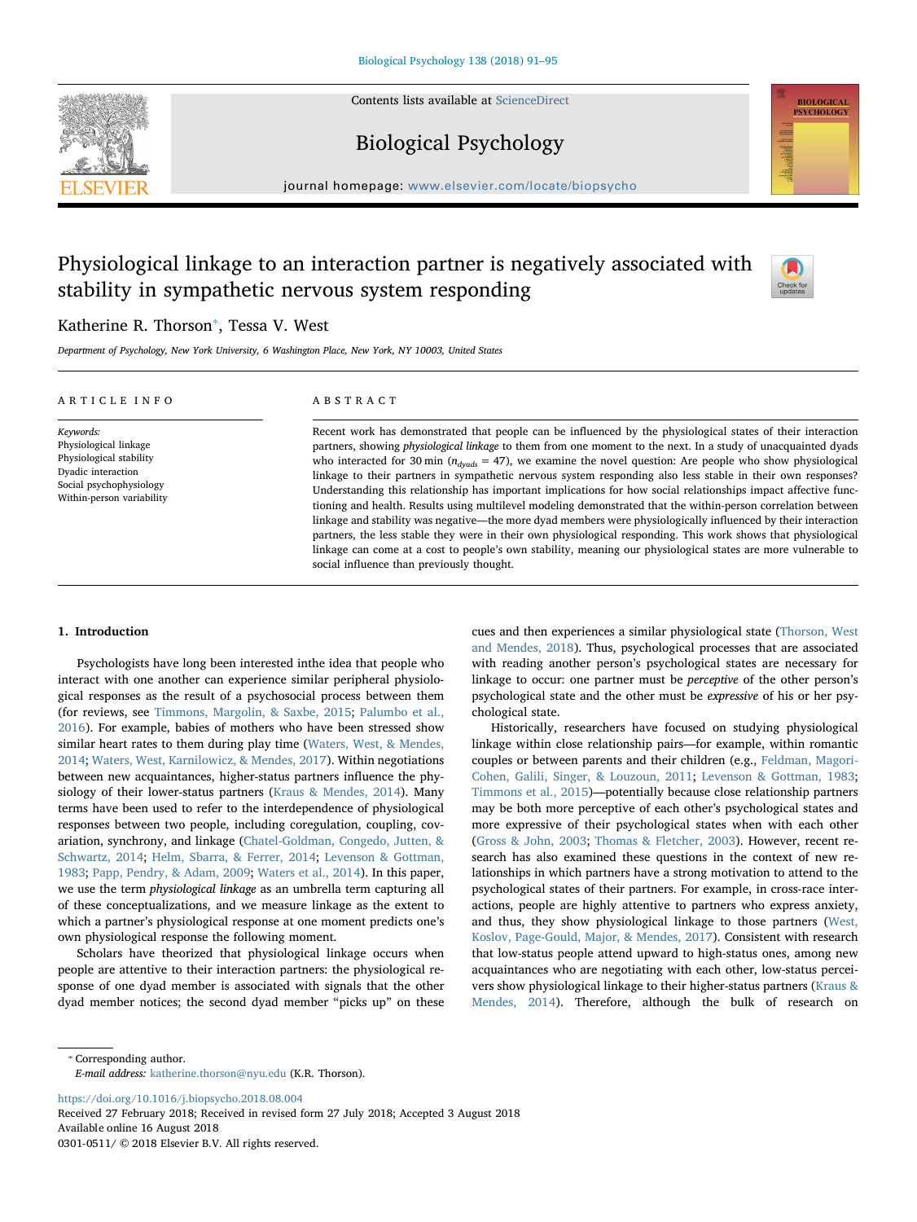# Physiological linkage to an interaction partner is negatively associated with stability in sympathetic nervous system responding

Katherine R. Thorson*, Tessa V. West

*Department of Psychology, New York University, 6 Washington Place, New York, NY 10003, United States*

## ARTICLE INFO

*Keywords:*
Physiological linkage
Physiological stability
Dyadic interaction
Social psychophysiology
Within-person variability

## ABSTRACT

Recent work has demonstrated that people can be influenced by the physiological states of their interaction partners, showing *physiological linkage* to them from one moment to the next. In a study of unacquainted dyads who interacted for 30 min ($n_{dyads}$ = 47), we examine the novel question: Are people who show physiological linkage to their partners in sympathetic nervous system responding also less stable in their own responses? Understanding this relationship has important implications for how social relationships impact affective functioning and health. Results using multilevel modeling demonstrated that the within-person correlation between linkage and stability was negative—the more dyad members were physiologically influenced by their interaction partners, the less stable they were in their own physiological responding. This work shows that physiological linkage can come at a cost to people's own stability, meaning our physiological states are more vulnerable to social influence than previously thought.

## 1. Introduction

Psychologists have long been interested inthe idea that people who interact with one another can experience similar peripheral physiological responses as the result of a psychosocial process between them (for reviews, see Timmons, Margolin, & Saxbe, 2015; Palumbo et al., 2016). For example, babies of mothers who have been stressed show similar heart rates to them during play time (Waters, West, & Mendes, 2014; Waters, West, Karnilowicz, & Mendes, 2017). Within negotiations between new acquaintances, higher-status partners influence the physiology of their lower-status partners (Kraus & Mendes, 2014). Many terms have been used to refer to the interdependence of physiological responses between two people, including coregulation, coupling, covariation, synchrony, and linkage (Chatel-Goldman, Congedo, Jutten, & Schwartz, 2014; Helm, Sbarra, & Ferrer, 2014; Levenson & Gottman, 1983; Papp, Pendry, & Adam, 2009; Waters et al., 2014). In this paper, we use the term *physiological linkage* as an umbrella term capturing all of these conceptualizations, and we measure linkage as the extent to which a partner's physiological response at one moment predicts one's own physiological response the following moment.

Scholars have theorized that physiological linkage occurs when people are attentive to their interaction partners: the physiological response of one dyad member is associated with signals that the other dyad member notices; the second dyad member "picks up" on these cues and then experiences a similar physiological state (Thorson, West and Mendes, 2018). Thus, psychological processes that are associated with reading another person's psychological states are necessary for linkage to occur: one partner must be *perceptive* of the other person's psychological state and the other must be *expressive* of his or her psychological state.

Historically, researchers have focused on studying physiological linkage within close relationship pairs—for example, within romantic couples or between parents and their children (e.g., Feldman, Magori-Cohen, Galili, Singer, & Louzoun, 2011; Levenson & Gottman, 1983; Timmons et al., 2015)—potentially because close relationship partners may be both more perceptive of each other's psychological states and more expressive of their psychological states when with each other (Gross & John, 2003; Thomas & Fletcher, 2003). However, recent research has also examined these questions in the context of new relationships in which partners have a strong motivation to attend to the psychological states of their partners. For example, in cross-race interactions, people are highly attentive to partners who express anxiety, and thus, they show physiological linkage to those partners (West, Koslov, Page-Gould, Major, & Mendes, 2017). Consistent with research that low-status people attend upward to high-status ones, among new acquaintances who are negotiating with each other, low-status perceivers show physiological linkage to their higher-status partners (Kraus & Mendes, 2014). Therefore, although the bulk of research on

* Corresponding author.
*E-mail address:* katherine.thorson@nyu.edu (K.R. Thorson).

https://doi.org/10.1016/j.biopsycho.2018.08.004
Received 27 February 2018; Received in revised form 27 July 2018; Accepted 3 August 2018
Available online 16 August 2018
0301-0511/ © 2018 Elsevier B.V. All rights reserved.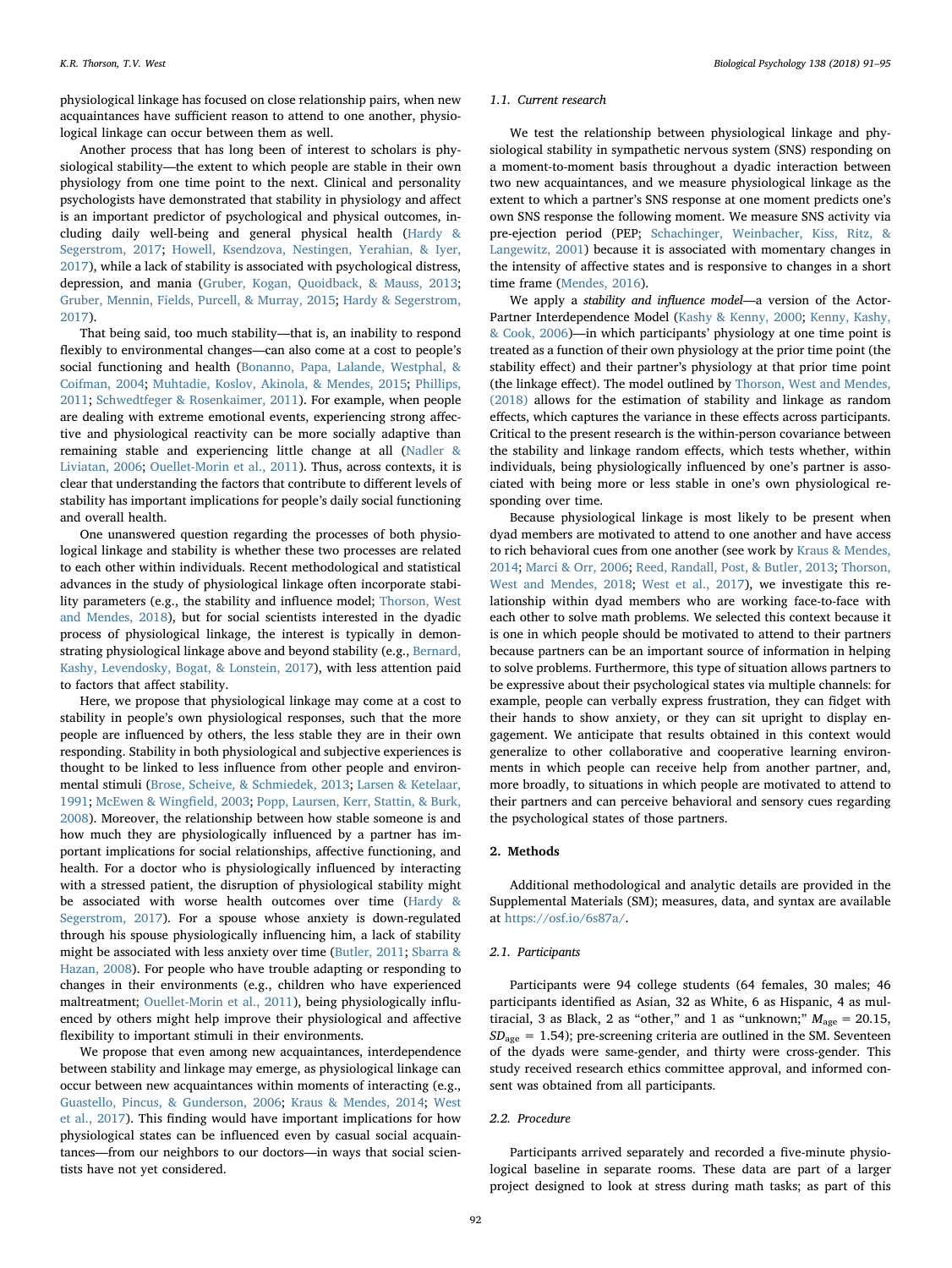physiological linkage has focused on close relationship pairs, when new acquaintances have sufficient reason to attend to one another, physiological linkage can occur between them as well.

Another process that has long been of interest to scholars is physiological stability—the extent to which people are stable in their own physiology from one time point to the next. Clinical and personality psychologists have demonstrated that stability in physiology and affect is an important predictor of psychological and physical outcomes, including daily well-being and general physical health (Hardy & Segerstrom, 2017; Howell, Ksendzova, Nestingen, Yerahian, & Iyer, 2017), while a lack of stability is associated with psychological distress, depression, and mania (Gruber, Kogan, Quoidback, & Mauss, 2013; Gruber, Mennin, Fields, Purcell, & Murray, 2015; Hardy & Segerstrom, 2017).

That being said, too much stability—that is, an inability to respond flexibly to environmental changes—can also come at a cost to people's social functioning and health (Bonanno, Papa, Lalande, Westphal, & Coifman, 2004; Muhtadie, Koslov, Akinola, & Mendes, 2015; Phillips, 2011; Schwedtfeger & Rosenkaimer, 2011). For example, when people are dealing with extreme emotional events, experiencing strong affective and physiological reactivity can be more socially adaptive than remaining stable and experiencing little change at all (Nadler & Liviatan, 2006; Ouellet-Morin et al., 2011). Thus, across contexts, it is clear that understanding the factors that contribute to different levels of stability has important implications for people's daily social functioning and overall health.

One unanswered question regarding the processes of both physiological linkage and stability is whether these two processes are related to each other within individuals. Recent methodological and statistical advances in the study of physiological linkage often incorporate stability parameters (e.g., the stability and influence model; Thorson, West and Mendes, 2018), but for social scientists interested in the dyadic process of physiological linkage, the interest is typically in demonstrating physiological linkage above and beyond stability (e.g., Bernard, Kashy, Levendosky, Bogat, & Lonstein, 2017), with less attention paid to factors that affect stability.

Here, we propose that physiological linkage may come at a cost to stability in people's own physiological responses, such that the more people are influenced by others, the less stable they are in their own responding. Stability in both physiological and subjective experiences is thought to be linked to less influence from other people and environmental stimuli (Brose, Scheive, & Schmiedek, 2013; Larsen & Ketelaar, 1991; McEwen & Wingfield, 2003; Popp, Laursen, Kerr, Stattin, & Burk, 2008). Moreover, the relationship between how stable someone is and how much they are physiologically influenced by a partner has important implications for social relationships, affective functioning, and health. For a doctor who is physiologically influenced by interacting with a stressed patient, the disruption of physiological stability might be associated with worse health outcomes over time (Hardy & Segerstrom, 2017). For a spouse whose anxiety is down-regulated through his spouse physiologically influencing him, a lack of stability might be associated with less anxiety over time (Butler, 2011; Sbarra & Hazan, 2008). For people who have trouble adapting or responding to changes in their environments (e.g., children who have experienced maltreatment; Ouellet-Morin et al., 2011), being physiologically influenced by others might help improve their physiological and affective flexibility to important stimuli in their environments.

We propose that even among new acquaintances, interdependence between stability and linkage may emerge, as physiological linkage can occur between new acquaintances within moments of interacting (e.g., Guastello, Pincus, & Gunderson, 2006; Kraus & Mendes, 2014; West et al., 2017). This finding would have important implications for how physiological states can be influenced even by casual social acquaintances—from our neighbors to our doctors—in ways that social scientists have not yet considered.

### 1.1. Current research

We test the relationship between physiological linkage and physiological stability in sympathetic nervous system (SNS) responding on a moment-to-moment basis throughout a dyadic interaction between two new acquaintances, and we measure physiological linkage as the extent to which a partner's SNS response at one moment predicts one's own SNS response the following moment. We measure SNS activity via pre-ejection period (PEP; Schachinger, Weinbacher, Kiss, Ritz, & Langewitz, 2001) because it is associated with momentary changes in the intensity of affective states and is responsive to changes in a short time frame (Mendes, 2016).

We apply a *stability and influence model*—a version of the Actor-Partner Interdependence Model (Kashy & Kenny, 2000; Kenny, Kashy, & Cook, 2006)—in which participants' physiology at one time point is treated as a function of their own physiology at the prior time point (the stability effect) and their partner's physiology at that prior time point (the linkage effect). The model outlined by Thorson, West and Mendes, (2018) allows for the estimation of stability and linkage as random effects, which captures the variance in these effects across participants. Critical to the present research is the within-person covariance between the stability and linkage random effects, which tests whether, within individuals, being physiologically influenced by one's partner is associated with being more or less stable in one's own physiological responding over time.

Because physiological linkage is most likely to be present when dyad members are motivated to attend to one another and have access to rich behavioral cues from one another (see work by Kraus & Mendes, 2014; Marci & Orr, 2006; Reed, Randall, Post, & Butler, 2013; Thorson, West and Mendes, 2018; West et al., 2017), we investigate this relationship within dyad members who are working face-to-face with each other to solve math problems. We selected this context because it is one in which people should be motivated to attend to their partners because partners can be an important source of information in helping to solve problems. Furthermore, this type of situation allows partners to be expressive about their psychological states via multiple channels: for example, people can verbally express frustration, they can fidget with their hands to show anxiety, or they can sit upright to display engagement. We anticipate that results obtained in this context would generalize to other collaborative and cooperative learning environments in which people can receive help from another partner, and, more broadly, to situations in which people are motivated to attend to their partners and can perceive behavioral and sensory cues regarding the psychological states of those partners.

## 2. Methods

Additional methodological and analytic details are provided in the Supplemental Materials (SM); measures, data, and syntax are available at https://osf.io/6s87a/.

### 2.1. Participants

Participants were 94 college students (64 females, 30 males; 46 participants identified as Asian, 32 as White, 6 as Hispanic, 4 as multiracial, 3 as Black, 2 as "other," and 1 as "unknown;" $M_{age}$ = 20.15, $SD_{age}$ = 1.54); pre-screening criteria are outlined in the SM. Seventeen of the dyads were same-gender, and thirty were cross-gender. This study received research ethics committee approval, and informed consent was obtained from all participants.

### 2.2. Procedure

Participants arrived separately and recorded a five-minute physiological baseline in separate rooms. These data are part of a larger project designed to look at stress during math tasks; as part of this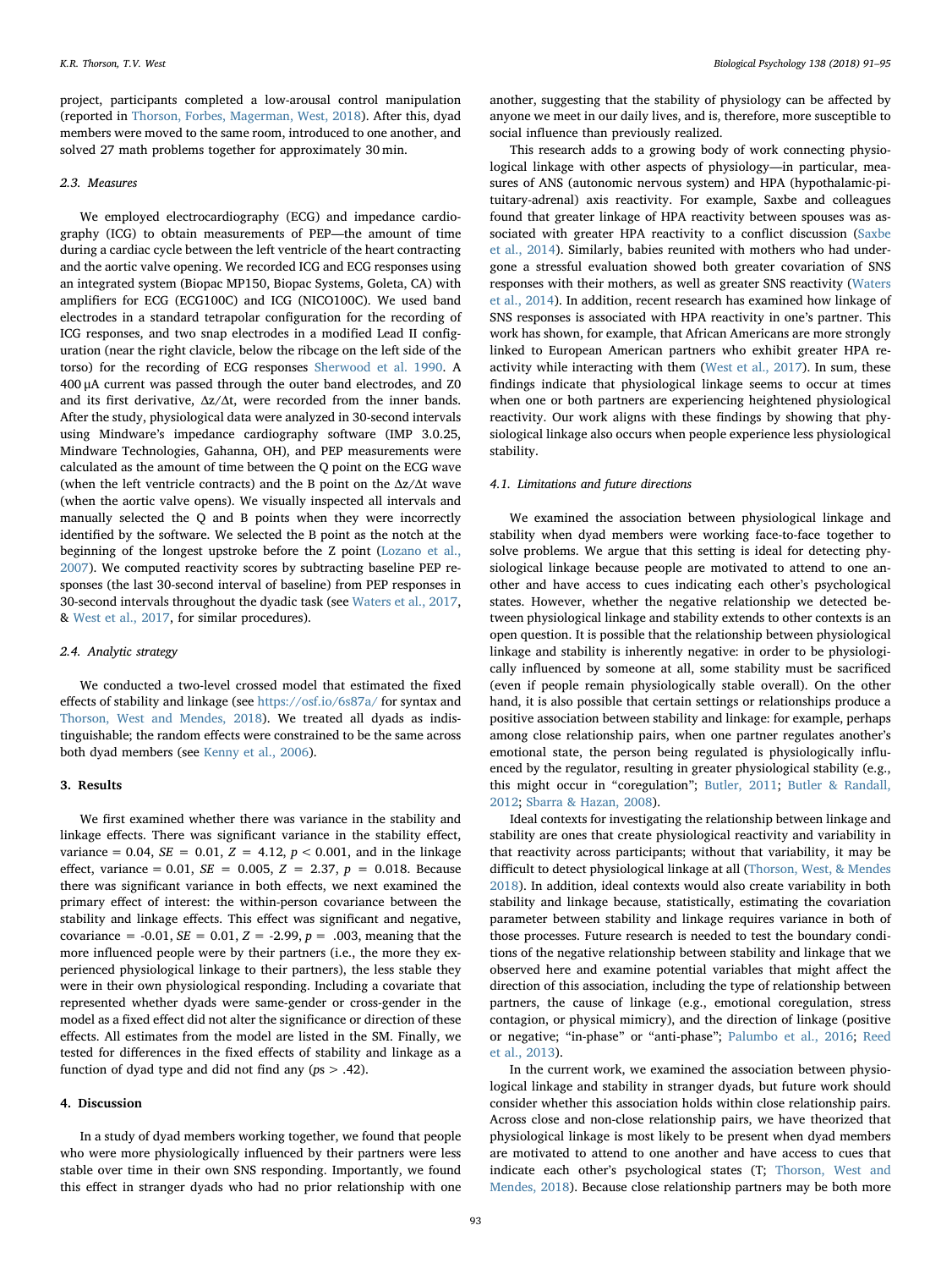project, participants completed a low-arousal control manipulation (reported in Thorson, Forbes, Magerman, West, 2018). After this, dyad members were moved to the same room, introduced to one another, and solved 27 math problems together for approximately 30 min.

### 2.3. Measures

We employed electrocardiography (ECG) and impedance cardiography (ICG) to obtain measurements of PEP—the amount of time during a cardiac cycle between the left ventricle of the heart contracting and the aortic valve opening. We recorded ICG and ECG responses using an integrated system (Biopac MP150, Biopac Systems, Goleta, CA) with amplifiers for ECG (ECG100C) and ICG (NICO100C). We used band electrodes in a standard tetrapolar configuration for the recording of ICG responses, and two snap electrodes in a modified Lead II configuration (near the right clavicle, below the ribcage on the left side of the torso) for the recording of ECG responses Sherwood et al. 1990. A 400 μA current was passed through the outer band electrodes, and Z0 and its first derivative, Δz/Δt, were recorded from the inner bands. After the study, physiological data were analyzed in 30-second intervals using Mindware's impedance cardiography software (IMP 3.0.25, Mindware Technologies, Gahanna, OH), and PEP measurements were calculated as the amount of time between the Q point on the ECG wave (when the left ventricle contracts) and the B point on the Δz/Δt wave (when the aortic valve opens). We visually inspected all intervals and manually selected the Q and B points when they were incorrectly identified by the software. We selected the B point as the notch at the beginning of the longest upstroke before the Z point (Lozano et al., 2007). We computed reactivity scores by subtracting baseline PEP responses (the last 30-second interval of baseline) from PEP responses in 30-second intervals throughout the dyadic task (see Waters et al., 2017, & West et al., 2017, for similar procedures).

### 2.4. Analytic strategy

We conducted a two-level crossed model that estimated the fixed effects of stability and linkage (see https://osf.io/6s87a/ for syntax and Thorson, West and Mendes, 2018). We treated all dyads as indistinguishable; the random effects were constrained to be the same across both dyad members (see Kenny et al., 2006).

## 3. Results

We first examined whether there was variance in the stability and linkage effects. There was significant variance in the stability effect, variance = 0.04, $SE$ = 0.01, $Z$ = 4.12, $p < 0.001$, and in the linkage effect, variance = 0.01, $SE$ = 0.005, $Z$ = 2.37, $p$ = 0.018. Because there was significant variance in both effects, we next examined the primary effect of interest: the within-person covariance between the stability and linkage effects. This effect was significant and negative, covariance = -0.01, $SE$ = 0.01, $Z$ = -2.99, $p$ = .003, meaning that the more influenced people were by their partners (i.e., the more they experienced physiological linkage to their partners), the less stable they were in their own physiological responding. Including a covariate that represented whether dyads were same-gender or cross-gender in the model as a fixed effect did not alter the significance or direction of these effects. All estimates from the model are listed in the SM. Finally, we tested for differences in the fixed effects of stability and linkage as a function of dyad type and did not find any ($p$s > .42).

## 4. Discussion

In a study of dyad members working together, we found that people who were more physiologically influenced by their partners were less stable over time in their own SNS responding. Importantly, we found this effect in stranger dyads who had no prior relationship with one another, suggesting that the stability of physiology can be affected by anyone we meet in our daily lives, and is, therefore, more susceptible to social influence than previously realized.

This research adds to a growing body of work connecting physiological linkage with other aspects of physiology—in particular, measures of ANS (autonomic nervous system) and HPA (hypothalamic-pituitary-adrenal) axis reactivity. For example, Saxbe and colleagues found that greater linkage of HPA reactivity between spouses was associated with greater HPA reactivity to a conflict discussion (Saxbe et al., 2014). Similarly, babies reunited with mothers who had undergone a stressful evaluation showed both greater covariation of SNS responses with their mothers, as well as greater SNS reactivity (Waters et al., 2014). In addition, recent research has examined how linkage of SNS responses is associated with HPA reactivity in one's partner. This work has shown, for example, that African Americans are more strongly linked to European American partners who exhibit greater HPA reactivity while interacting with them (West et al., 2017). In sum, these findings indicate that physiological linkage seems to occur at times when one or both partners are experiencing heightened physiological reactivity. Our work aligns with these findings by showing that physiological linkage also occurs when people experience less physiological stability.

### 4.1. Limitations and future directions

We examined the association between physiological linkage and stability when dyad members were working face-to-face together to solve problems. We argue that this setting is ideal for detecting physiological linkage because people are motivated to attend to one another and have access to cues indicating each other's psychological states. However, whether the negative relationship we detected between physiological linkage and stability extends to other contexts is an open question. It is possible that the relationship between physiological linkage and stability is inherently negative: in order to be physiologically influenced by someone at all, some stability must be sacrificed (even if people remain physiologically stable overall). On the other hand, it is also possible that certain settings or relationships produce a positive association between stability and linkage: for example, perhaps among close relationship pairs, when one partner regulates another's emotional state, the person being regulated is physiologically influenced by the regulator, resulting in greater physiological stability (e.g., this might occur in "coregulation"; Butler, 2011; Butler & Randall, 2012; Sbarra & Hazan, 2008).

Ideal contexts for investigating the relationship between linkage and stability are ones that create physiological reactivity and variability in that reactivity across participants; without that variability, it may be difficult to detect physiological linkage at all (Thorson, West, & Mendes 2018). In addition, ideal contexts would also create variability in both stability and linkage because, statistically, estimating the covariation parameter between stability and linkage requires variance in both of those processes. Future research is needed to test the boundary conditions of the negative relationship between stability and linkage that we observed here and examine potential variables that might affect the direction of this association, including the type of relationship between partners, the cause of linkage (e.g., emotional coregulation, stress contagion, or physical mimicry), and the direction of linkage (positive or negative; "in-phase" or "anti-phase"; Palumbo et al., 2016; Reed et al., 2013).

In the current work, we examined the association between physiological linkage and stability in stranger dyads, but future work should consider whether this association holds within close relationship pairs. Across close and non-close relationship pairs, we have theorized that physiological linkage is most likely to be present when dyad members are motivated to attend to one another and have access to cues that indicate each other's psychological states (T; Thorson, West and Mendes, 2018). Because close relationship partners may be both more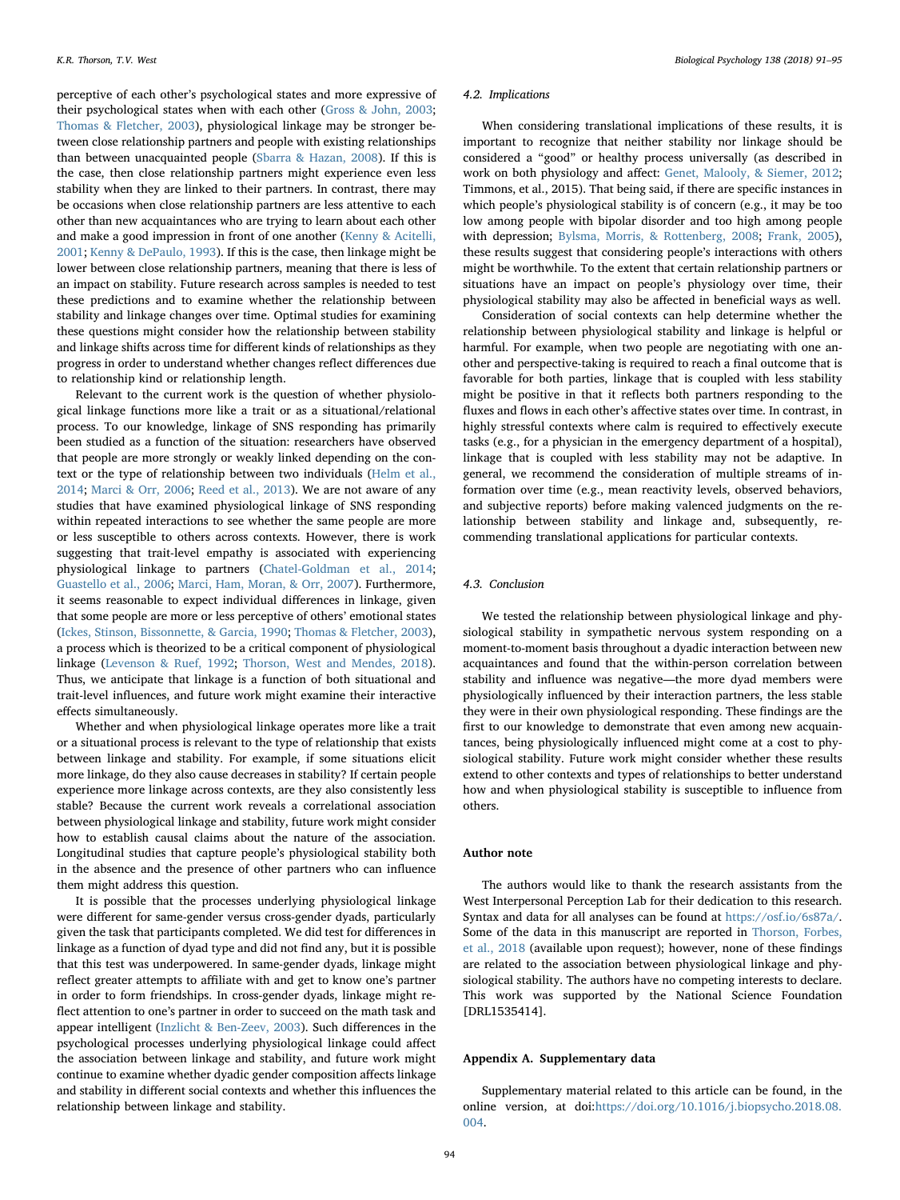perceptive of each other's psychological states and more expressive of their psychological states when with each other (Gross & John, 2003; Thomas & Fletcher, 2003), physiological linkage may be stronger between close relationship partners and people with existing relationships than between unacquainted people (Sbarra & Hazan, 2008). If this is the case, then close relationship partners might experience even less stability when they are linked to their partners. In contrast, there may be occasions when close relationship partners are less attentive to each other than new acquaintances who are trying to learn about each other and make a good impression in front of one another (Kenny & Acitelli, 2001; Kenny & DePaulo, 1993). If this is the case, then linkage might be lower between close relationship partners, meaning that there is less of an impact on stability. Future research across samples is needed to test these predictions and to examine whether the relationship between stability and linkage changes over time. Optimal studies for examining these questions might consider how the relationship between stability and linkage shifts across time for different kinds of relationships as they progress in order to understand whether changes reflect differences due to relationship kind or relationship length.

Relevant to the current work is the question of whether physiological linkage functions more like a trait or as a situational/relational process. To our knowledge, linkage of SNS responding has primarily been studied as a function of the situation: researchers have observed that people are more strongly or weakly linked depending on the context or the type of relationship between two individuals (Helm et al., 2014; Marci & Orr, 2006; Reed et al., 2013). We are not aware of any studies that have examined physiological linkage of SNS responding within repeated interactions to see whether the same people are more or less susceptible to others across contexts. However, there is work suggesting that trait-level empathy is associated with experiencing physiological linkage to partners (Chatel-Goldman et al., 2014; Guastello et al., 2006; Marci, Ham, Moran, & Orr, 2007). Furthermore, it seems reasonable to expect individual differences in linkage, given that some people are more or less perceptive of others' emotional states (Ickes, Stinson, Bissonnette, & Garcia, 1990; Thomas & Fletcher, 2003), a process which is theorized to be a critical component of physiological linkage (Levenson & Ruef, 1992; Thorson, West and Mendes, 2018). Thus, we anticipate that linkage is a function of both situational and trait-level influences, and future work might examine their interactive effects simultaneously.

Whether and when physiological linkage operates more like a trait or a situational process is relevant to the type of relationship that exists between linkage and stability. For example, if some situations elicit more linkage, do they also cause decreases in stability? If certain people experience more linkage across contexts, are they also consistently less stable? Because the current work reveals a correlational association between physiological linkage and stability, future work might consider how to establish causal claims about the nature of the association. Longitudinal studies that capture people's physiological stability both in the absence and the presence of other partners who can influence them might address this question.

It is possible that the processes underlying physiological linkage were different for same-gender versus cross-gender dyads, particularly given the task that participants completed. We did test for differences in linkage as a function of dyad type and did not find any, but it is possible that this test was underpowered. In same-gender dyads, linkage might reflect greater attempts to affiliate with and get to know one's partner in order to form friendships. In cross-gender dyads, linkage might reflect attention to one's partner in order to succeed on the math task and appear intelligent (Inzlicht & Ben-Zeev, 2003). Such differences in the psychological processes underlying physiological linkage could affect the association between linkage and stability, and future work might continue to examine whether dyadic gender composition affects linkage and stability in different social contexts and whether this influences the relationship between linkage and stability.

### 4.2. Implications

When considering translational implications of these results, it is important to recognize that neither stability nor linkage should be considered a "good" or healthy process universally (as described in work on both physiology and affect: Genet, Malooly, & Siemer, 2012; Timmons, et al., 2015). That being said, if there are specific instances in which people's physiological stability is of concern (e.g., it may be too low among people with bipolar disorder and too high among people with depression; Bylsma, Morris, & Rottenberg, 2008; Frank, 2005), these results suggest that considering people's interactions with others might be worthwhile. To the extent that certain relationship partners or situations have an impact on people's physiology over time, their physiological stability may also be affected in beneficial ways as well.

Consideration of social contexts can help determine whether the relationship between physiological stability and linkage is helpful or harmful. For example, when two people are negotiating with one another and perspective-taking is required to reach a final outcome that is favorable for both parties, linkage that is coupled with less stability might be positive in that it reflects both partners responding to the fluxes and flows in each other's affective states over time. In contrast, in highly stressful contexts where calm is required to effectively execute tasks (e.g., for a physician in the emergency department of a hospital), linkage that is coupled with less stability may not be adaptive. In general, we recommend the consideration of multiple streams of information over time (e.g., mean reactivity levels, observed behaviors, and subjective reports) before making valenced judgments on the relationship between stability and linkage and, subsequently, recommending translational applications for particular contexts.

### 4.3. Conclusion

We tested the relationship between physiological linkage and physiological stability in sympathetic nervous system responding on a moment-to-moment basis throughout a dyadic interaction between new acquaintances and found that the within-person correlation between stability and influence was negative—the more dyad members were physiologically influenced by their interaction partners, the less stable they were in their own physiological responding. These findings are the first to our knowledge to demonstrate that even among new acquaintances, being physiologically influenced might come at a cost to physiological stability. Future work might consider whether these results extend to other contexts and types of relationships to better understand how and when physiological stability is susceptible to influence from others.

## Author note

The authors would like to thank the research assistants from the West Interpersonal Perception Lab for their dedication to this research. Syntax and data for all analyses can be found at https://osf.io/6s87a/. Some of the data in this manuscript are reported in Thorson, Forbes, et al., 2018 (available upon request); however, none of these findings are related to the association between physiological linkage and physiological stability. The authors have no competing interests to declare. This work was supported by the National Science Foundation [DRL1535414].

## Appendix A. Supplementary data

Supplementary material related to this article can be found, in the online version, at doi:https://doi.org/10.1016/j.biopsycho.2018.08.004.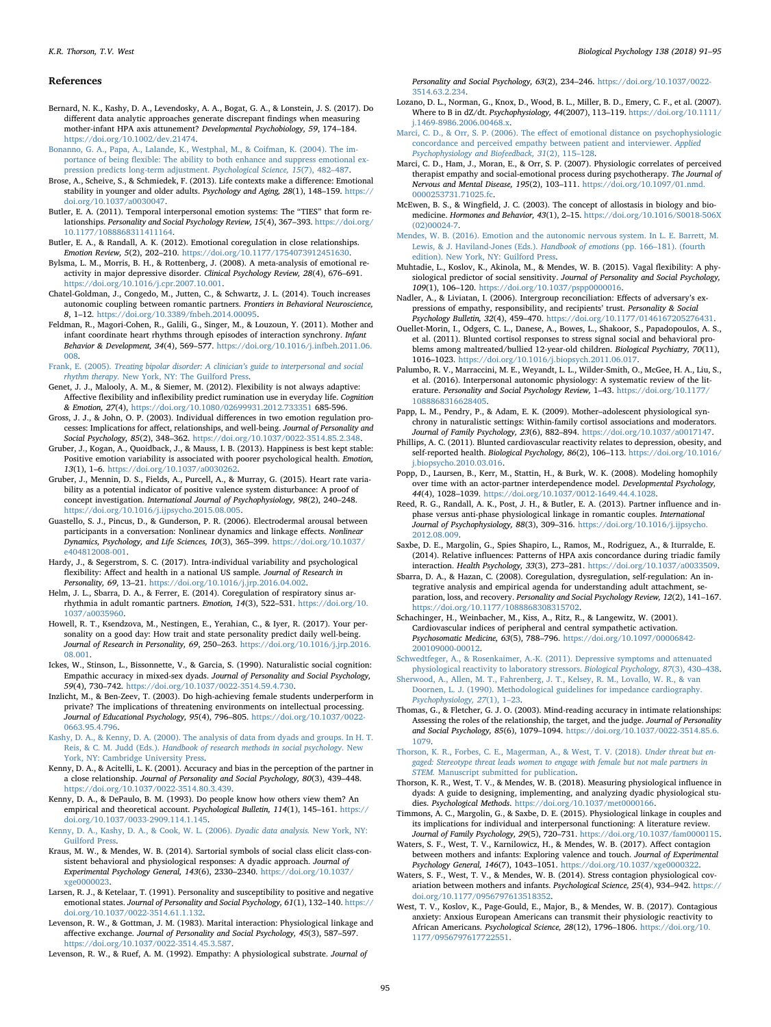## References

Bernard, N. K., Kashy, D. A., Levendosky, A. A., Bogat, G. A., & Lonstein, J. S. (2017). Do different data analytic approaches generate discrepant findings when measuring mother-infant HPA axis attunement? *Developmental Psychobiology, 59*, 174–184. https://doi.org/10.1002/dev.21474.

Bonanno, G. A., Papa, A., Lalande, K., Westphal, M., & Coifman, K. (2004). The importance of being flexible: The ability to both enhance and suppress emotional expression predicts long-term adjustment. *Psychological Science, 15*(7), 482–487.

Brose, A., Scheive, S., & Schmiedek, F. (2013). Life contexts make a difference: Emotional stability in younger and older adults. *Psychology and Aging, 28*(1), 148–159. https://doi.org/10.1037/a0030047.

Butler, E. A. (2011). Temporal interpersonal emotion systems: The "TIES" that form relationships. *Personality and Social Psychology Review, 15*(4), 367–393. https://doi.org/10.1177/1088868311411164.

Butler, E. A., & Randall, A. K. (2012). Emotional coregulation in close relationships. *Emotion Review, 5*(2), 202–210. https://doi.org/10.1177/1754073912451630.

Bylsma, L. M., Morris, B. H., & Rottenberg, J. (2008). A meta-analysis of emotional reactivity in major depressive disorder. *Clinical Psychology Review, 28*(4), 676–691. https://doi.org/10.1016/j.cpr.2007.10.001.

Chatel-Goldman, J., Congedo, M., Jutten, C., & Schwartz, J. L. (2014). Touch increases autonomic coupling between romantic partners. *Frontiers in Behavioral Neuroscience, 8*, 1–12. https://doi.org/10.3389/fnbeh.2014.00095.

Feldman, R., Magori-Cohen, R., Galili, G., Singer, M., & Louzoun, Y. (2011). Mother and infant coordinate heart rhythms through episodes of interaction synchrony. *Infant Behavior & Development, 34*(4), 569–577. https://doi.org/10.1016/j.infbeh.2011.06.008.

Frank, E. (2005). *Treating bipolar disorder: A clinician's guide to interpersonal and social rhythm therapy.* New York, NY: The Guilford Press.

Genet, J. J., Malooly, A. M., & Siemer, M. (2012). Flexibility is not always adaptive: Affective flexibility and inflexibility predict rumination use in everyday life. *Cognition & Emotion, 27*(4), https://doi.org/10.1080/02699931.2012.733351 685-596.

Gross, J. J., & John, O. P. (2003). Individual differences in two emotion regulation processes: Implications for affect, relationships, and well-being. *Journal of Personality and Social Psychology, 85*(2), 348–362. https://doi.org/10.1037/0022-3514.85.2.348.

Gruber, J., Kogan, A., Quoidback, J., & Mauss, I. B. (2013). Happiness is best kept stable: Positive emotion variability is associated with poorer psychological health. *Emotion, 13*(1), 1–6. https://doi.org/10.1037/a0030262.

Gruber, J., Mennin, D. S., Fields, A., Purcell, A., & Murray, G. (2015). Heart rate variability as a potential indicator of positive valence system disturbance: A proof of concept investigation. *International Journal of Psychophysiology, 98*(2), 240–248. https://doi.org/10.1016/j.ijpsycho.2015.08.005.

Guastello, S. J., Pincus, D., & Gunderson, P. R. (2006). Electrodermal arousal between participants in a conversation: Nonlinear dynamics and linkage effects. *Nonlinear Dynamics, Psychology, and Life Sciences, 10*(3), 365–399. https://doi.org/10.1037/e404812008-001.

Hardy, J., & Segerstrom, S. C. (2017). Intra-individual variability and psychological flexibility: Affect and health in a national US sample. *Journal of Research in Personality, 69*, 13–21. https://doi.org/10.1016/j.jrp.2016.04.002.

Helm, J. L., Sbarra, D. A., & Ferrer, E. (2014). Coregulation of respiratory sinus arrhythmia in adult romantic partners. *Emotion, 14*(3), 522–531. https://doi.org/10.1037/a0035960.

Howell, R. T., Ksendzova, M., Nestingen, E., Yerahian, C., & Iyer, R. (2017). Your personality on a good day: How trait and state personality predict daily well-being. *Journal of Research in Personality, 69*, 250–263. https://doi.org/10.1016/j.jrp.2016.08.001.

Ickes, W., Stinson, L., Bissonnette, V., & Garcia, S. (1990). Naturalistic social cognition: Empathic accuracy in mixed-sex dyads. *Journal of Personality and Social Psychology, 59*(4), 730–742. https://doi.org/10.1037/0022-3514.59.4.730.

Inzlicht, M., & Ben-Zeev, T. (2003). Do high-achieving female students underperform in private? The implications of threatening environments on intellectual processing. *Journal of Educational Psychology, 95*(4), 796–805. https://doi.org/10.1037/0022-0663.95.4.796.

Kashy, D. A., & Kenny, D. A. (2000). The analysis of data from dyads and groups. In H. T. Reis, & C. M. Judd (Eds.). *Handbook of research methods in social psychology.* New York, NY: Cambridge University Press.

Kenny, D. A., & Acitelli, L. K. (2001). Accuracy and bias in the perception of the partner in a close relationship. *Journal of Personality and Social Psychology, 80*(3), 439–448. https://doi.org/10.1037/0022-3514.80.3.439.

Kenny, D. A., & DePaulo, B. M. (1993). Do people know how others view them? An empirical and theoretical account. *Psychological Bulletin, 114*(1), 145–161. https://doi.org/10.1037/0033-2909.114.1.145.

Kenny, D. A., Kashy, D. A., & Cook, W. L. (2006). *Dyadic data analysis.* New York, NY: Guilford Press.

Kraus, M. W., & Mendes, W. B. (2014). Sartorial symbols of social class elicit class-consistent behavioral and physiological responses: A dyadic approach. *Journal of Experimental Psychology General, 143*(6), 2330–2340. https://doi.org/10.1037/xge0000023.

Larsen, R. J., & Ketelaar, T. (1991). Personality and susceptibility to positive and negative emotional states. *Journal of Personality and Social Psychology, 61*(1), 132–140. https://doi.org/10.1037/0022-3514.61.1.132.

Levenson, R. W., & Gottman, J. M. (1983). Marital interaction: Physiological linkage and affective exchange. *Journal of Personality and Social Psychology, 45*(3), 587–597. https://doi.org/10.1037/0022-3514.45.3.587.

Levenson, R. W., & Ruef, A. M. (1992). Empathy: A physiological substrate. *Journal of Personality and Social Psychology, 63*(2), 234–246. https://doi.org/10.1037/0022-3514.63.2.234.

Lozano, D. L., Norman, G., Knox, D., Wood, B. L., Miller, B. D., Emery, C. F., et al. (2007). Where to B in dZ/dt. *Psychophysiology, 44*(2007), 113–119. https://doi.org/10.1111/j.1469-8986.2006.00468.x.

Marci, C. D., & Orr, S. P. (2006). The effect of emotional distance on psychophysiologic concordance and perceived empathy between patient and interviewer. *Applied Psychophysiology and Biofeedback, 31*(2), 115–128.

Marci, C. D., Ham, J., Moran, E., & Orr, S. P. (2007). Physiologic correlates of perceived therapist empathy and social-emotional process during psychotherapy. *The Journal of Nervous and Mental Disease, 195*(2), 103–111. https://doi.org/10.1097/01.nmd.0000253731.71025.fc.

McEwen, B. S., & Wingfield, J. C. (2003). The concept of allostasis in biology and biomedicine. *Hormones and Behavior, 43*(1), 2–15. https://doi.org/10.1016/S0018-506X(02)00024-7.

Mendes, W. B. (2016). Emotion and the autonomic nervous system. In L. E. Barrett, M. Lewis, & J. Haviland-Jones (Eds.). *Handbook of emotions* (pp. 166–181). (fourth edition). New York, NY: Guilford Press.

Muhtadie, L., Koslov, K., Akinola, M., & Mendes, W. B. (2015). Vagal flexibility: A physiological predictor of social sensitivity. *Journal of Personality and Social Psychology, 109*(1), 106–120. https://doi.org/10.1037/pspp0000016.

Nadler, A., & Liviatan, I. (2006). Intergroup reconciliation: Effects of adversary's expressions of empathy, responsibility, and recipients' trust. *Personality & Social Psychology Bulletin, 32*(4), 459–470. https://doi.org/10.1177/0146167205276431.

Ouellet-Morin, I., Odgers, C. L., Danese, A., Bowes, L., Shakoor, S., Papadopoulos, A. S., et al. (2011). Blunted cortisol responses to stress signal social and behavioral problems among maltreated/bullied 12-year-old children. *Biological Psychiatry, 70*(11), 1016–1023. https://doi.org/10.1016/j.biopsych.2011.06.017.

Palumbo, R. V., Marraccini, M. E., Weyandt, L. L., Wilder-Smith, O., McGee, H. A., Liu, S., et al. (2016). Interpersonal autonomic physiology: A systematic review of the literature. *Personality and Social Psychology Review*, 1–43. https://doi.org/10.1177/1088868316628405.

Papp, L. M., Pendry, P., & Adam, E. K. (2009). Mother–adolescent physiological synchrony in naturalistic settings: Within-family cortisol associations and moderators. *Journal of Family Psychology, 23*(6), 882–894. https://doi.org/10.1037/a0017147.

Phillips, A. C. (2011). Blunted cardiovascular reactivity relates to depression, obesity, and self-reported health. *Biological Psychology, 86*(2), 106–113. https://doi.org/10.1016/j.biopsycho.2010.03.016.

Popp, D., Laursen, B., Kerr, M., Stattin, H., & Burk, W. K. (2008). Modeling homophily over time with an actor-partner interdependence model. *Developmental Psychology, 44*(4), 1028–1039. https://doi.org/10.1037/0012-1649.44.4.1028.

Reed, R. G., Randall, A. K., Post, J. H., & Butler, E. A. (2013). Partner influence and in-phase versus anti-phase physiological linkage in romantic couples. *International Journal of Psychophysiology, 88*(3), 309–316. https://doi.org/10.1016/j.ijpsycho.2012.08.009.

Saxbe, D. E., Margolin, G., Spies Shapiro, L., Ramos, M., Rodriguez, A., & Iturralde, E. (2014). Relative influences: Patterns of HPA axis concordance during triadic family interaction. *Health Psychology, 33*(3), 273–281. https://doi.org/10.1037/a0033509.

Sbarra, D. A., & Hazan, C. (2008). Coregulation, dysregulation, self-regulation: An integrative analysis and empirical agenda for understanding adult attachment, separation, loss, and recovery. *Personality and Social Psychology Review, 12*(2), 141–167. https://doi.org/10.1177/1088868308315702.

Schachinger, H., Weinbacher, M., Kiss, A., Ritz, R., & Langewitz, W. (2001). Cardiovascular indices of peripheral and central sympathetic activation. *Psychosomatic Medicine, 63*(5), 788–796. https://doi.org/10.1097/00006842-200109000-00012.

Schwedtfeger, A., & Rosenkaimer, A.-K. (2011). Depressive symptoms and attenuated physiological reactivity to laboratory stressors. *Biological Psychology, 87*(3), 430–438.

Sherwood, A., Allen, M. T., Fahrenberg, J. T., Kelsey, R. M., Lovallo, W. R., & van Doornen, L. J. (1990). Methodological guidelines for impedance cardiography. *Psychophysiology, 27*(1), 1–23.

Thomas, G., & Fletcher, G. J. O. (2003). Mind-reading accuracy in intimate relationships: Assessing the roles of the relationship, the target, and the judge. *Journal of Personality and Social Psychology, 85*(6), 1079–1094. https://doi.org/10.1037/0022-3514.85.6.1079.

Thorson, K. R., Forbes, C. E., Magerman, A., & West, T. V. (2018). *Under threat but engaged: Stereotype threat leads women to engage with female but not male partners in STEM.* Manuscript submitted for publication.

Thorson, K. R., West, T. V., & Mendes, W. B. (2018). Measuring physiological influence in dyads: A guide to designing, implementing, and analyzing dyadic physiological studies. *Psychological Methods.* https://doi.org/10.1037/met0000166.

Timmons, A. C., Margolin, G., & Saxbe, D. E. (2015). Physiological linkage in couples and its implications for individual and interpersonal functioning: A literature review. *Journal of Family Psychology, 29*(5), 720–731. https://doi.org/10.1037/fam0000115.

Waters, S. F., West, T. V., Karnilowicz, H., & Mendes, W. B. (2017). Affect contagion between mothers and infants: Exploring valence and touch. *Journal of Experimental Psychology General, 146*(7), 1043–1051. https://doi.org/10.1037/xge0000322.

Waters, S. F., West, T. V., & Mendes, W. B. (2014). Stress contagion physiological covariation between mothers and infants. *Psychological Science, 25*(4), 934–942. https://doi.org/10.1177/0956797613518352.

West, T. V., Koslov, K., Page-Gould, E., Major, B., & Mendes, W. B. (2017). Contagious anxiety: Anxious European Americans can transmit their physiologic reactivity to African Americans. *Psychological Science, 28*(12), 1796–1806. https://doi.org/10.1177/0956797617722551.